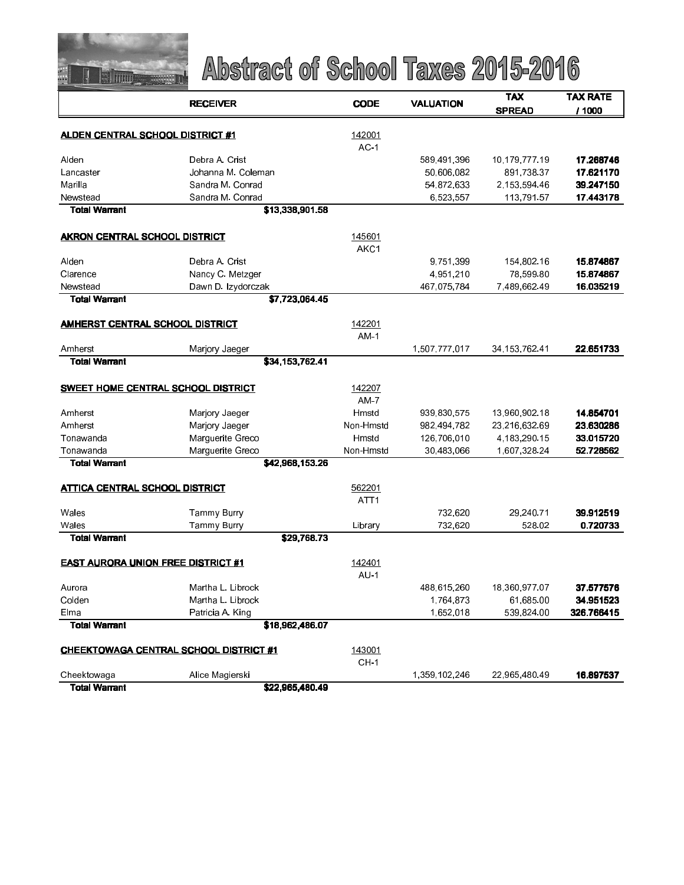# Abstract of School Taxes 2015-2016

| | RECEIVER | CODE | VALUATION | TAX SPREAD | TAX RATE / 1000 |
|---|---|---|---|---|---|
| **ALDEN CENTRAL SCHOOL DISTRICT #1** | | 142001 | | | |
| | | AC-1 | | | |
| Alden | Debra A. Crist | | 589,491,396 | 10,179,777.19 | **17.268746** |
| Lancaster | Johanna M. Coleman | | 50,606,082 | 891,738.37 | **17.621170** |
| Marilla | Sandra M. Conrad | | 54,872,633 | 2,153,594.46 | **39.247150** |
| Newstead | Sandra M. Conrad | | 6,523,557 | 113,791.57 | **17.443178** |
| **Total Warrant** | **$13,338,901.58** | | | | |
| **AKRON CENTRAL SCHOOL DISTRICT** | | 145601 | | | |
| | | AKC1 | | | |
| Alden | Debra A. Crist | | 9,751,399 | 154,802.16 | **15.874867** |
| Clarence | Nancy C. Metzger | | 4,951,210 | 78,599.80 | **15.874867** |
| Newstead | Dawn D. Izydorczak | | 467,075,784 | 7,489,662.49 | **16.035219** |
| **Total Warrant** | **$7,723,064.45** | | | | |
| **AMHERST CENTRAL SCHOOL DISTRICT** | | 142201 | | | |
| | | AM-1 | | | |
| Amherst | Marjory Jaeger | | 1,507,777,017 | 34,153,762.41 | **22.651733** |
| **Total Warrant** | **$34,153,762.41** | | | | |
| **SWEET HOME CENTRAL SCHOOL DISTRICT** | | 142207 | | | |
| | | AM-7 | | | |
| Amherst | Marjory Jaeger | Hmstd | 939,830,575 | 13,960,902.18 | **14.854701** |
| Amherst | Marjory Jaeger | Non-Hmstd | 982,494,782 | 23,216,632.69 | **23.630286** |
| Tonawanda | Marguerite Greco | Hmstd | 126,706,010 | 4,183,290.15 | **33.015720** |
| Tonawanda | Marguerite Greco | Non-Hmstd | 30,483,066 | 1,607,328.24 | **52.728562** |
| **Total Warrant** | **$42,968,153.26** | | | | |
| **ATTICA CENTRAL SCHOOL DISTRICT** | | 562201 | | | |
| | | ATT1 | | | |
| Wales | Tammy Burry | | 732,620 | 29,240.71 | **39.912519** |
| Wales | Tammy Burry | Library | 732,620 | 528.02 | **0.720733** |
| **Total Warrant** | **$29,768.73** | | | | |
| **EAST AURORA UNION FREE DISTRICT #1** | | 142401 | | | |
| | | AU-1 | | | |
| Aurora | Martha L. Librock | | 488,615,260 | 18,360,977.07 | **37.577576** |
| Colden | Martha L. Librock | | 1,764,873 | 61,685.00 | **34.951523** |
| Elma | Patricia A. King | | 1,652,018 | 539,824.00 | **326.766415** |
| **Total Warrant** | **$18,962,486.07** | | | | |
| **CHEEKTOWAGA CENTRAL SCHOOL DISTRICT #1** | | 143001 | | | |
| | | CH-1 | | | |
| Cheektowaga | Alice Magierski | | 1,359,102,246 | 22,965,480.49 | **16.897537** |
| **Total Warrant** | **$22,965,480.49** | | | | |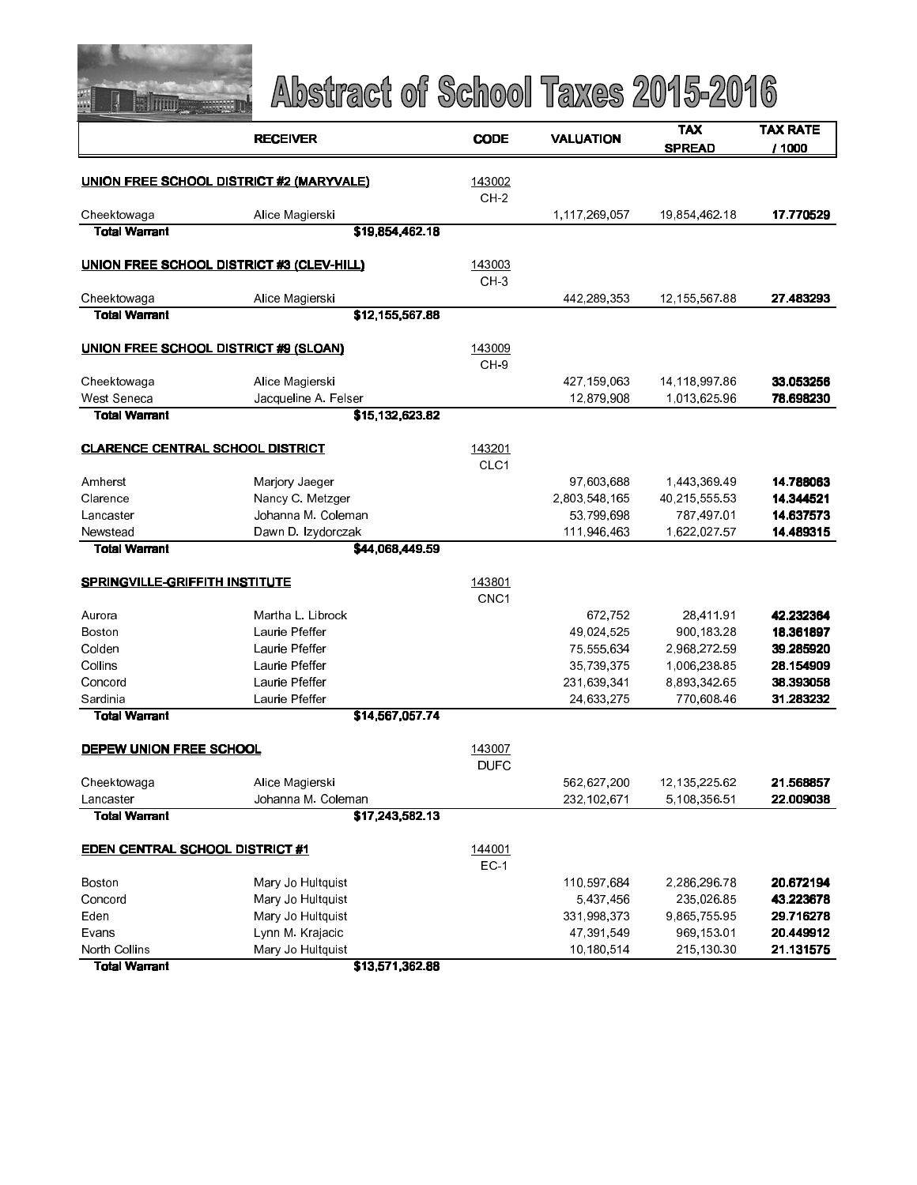# Abstract of School Taxes 2015-2016

| | RECEIVER | CODE | VALUATION | TAX SPREAD | TAX RATE / 1000 |
|---|---|---|---|---|---|
| **UNION FREE SCHOOL DISTRICT #2 (MARYVALE)** | | 143002 CH-2 | | | |
| Cheektowaga | Alice Magierski | | 1,117,269,057 | 19,854,462.18 | **17.770529** |
| **Total Warrant** | **$19,854,462.18** | | | | |
| **UNION FREE SCHOOL DISTRICT #3 (CLEV-HILL)** | | 143003 CH-3 | | | |
| Cheektowaga | Alice Magierski | | 442,289,353 | 12,155,567.88 | **27.483293** |
| **Total Warrant** | **$12,155,567.88** | | | | |
| **UNION FREE SCHOOL DISTRICT #9 (SLOAN)** | | 143009 CH-9 | | | |
| Cheektowaga | Alice Magierski | | 427,159,063 | 14,118,997.86 | **33.053256** |
| West Seneca | Jacqueline A. Felser | | 12,879,908 | 1,013,625.96 | **78.698230** |
| **Total Warrant** | **$15,132,623.82** | | | | |
| **CLARENCE CENTRAL SCHOOL DISTRICT** | | 143201 CLC1 | | | |
| Amherst | Marjory Jaeger | | 97,603,688 | 1,443,369.49 | **14.788063** |
| Clarence | Nancy C. Metzger | | 2,803,548,165 | 40,215,555.53 | **14.344521** |
| Lancaster | Johanna M. Coleman | | 53,799,698 | 787,497.01 | **14.637573** |
| Newstead | Dawn D. Izydorczak | | 111,946,463 | 1,622,027.57 | **14.489315** |
| **Total Warrant** | **$44,068,449.59** | | | | |
| **SPRINGVILLE-GRIFFITH INSTITUTE** | | 143801 CNC1 | | | |
| Aurora | Martha L. Librock | | 672,752 | 28,411.91 | **42.232364** |
| Boston | Laurie Pfeffer | | 49,024,525 | 900,183.28 | **18.361897** |
| Colden | Laurie Pfeffer | | 75,555,634 | 2,968,272.59 | **39.285920** |
| Collins | Laurie Pfeffer | | 35,739,375 | 1,006,238.85 | **28.154909** |
| Concord | Laurie Pfeffer | | 231,639,341 | 8,893,342.65 | **38.393058** |
| Sardinia | Laurie Pfeffer | | 24,633,275 | 770,608.46 | **31.283232** |
| **Total Warrant** | **$14,567,057.74** | | | | |
| **DEPEW UNION FREE SCHOOL** | | 143007 DUFC | | | |
| Cheektowaga | Alice Magierski | | 562,627,200 | 12,135,225.62 | **21.568857** |
| Lancaster | Johanna M. Coleman | | 232,102,671 | 5,108,356.51 | **22.009038** |
| **Total Warrant** | **$17,243,582.13** | | | | |
| **EDEN CENTRAL SCHOOL DISTRICT #1** | | 144001 EC-1 | | | |
| Boston | Mary Jo Hultquist | | 110,597,684 | 2,286,296.78 | **20.672194** |
| Concord | Mary Jo Hultquist | | 5,437,456 | 235,026.85 | **43.223678** |
| Eden | Mary Jo Hultquist | | 331,998,373 | 9,865,755.95 | **29.716278** |
| Evans | Lynn M. Krajacic | | 47,391,549 | 969,153.01 | **20.449912** |
| North Collins | Mary Jo Hultquist | | 10,180,514 | 215,130.30 | **21.131575** |
| **Total Warrant** | **$13,571,362.88** | | | | |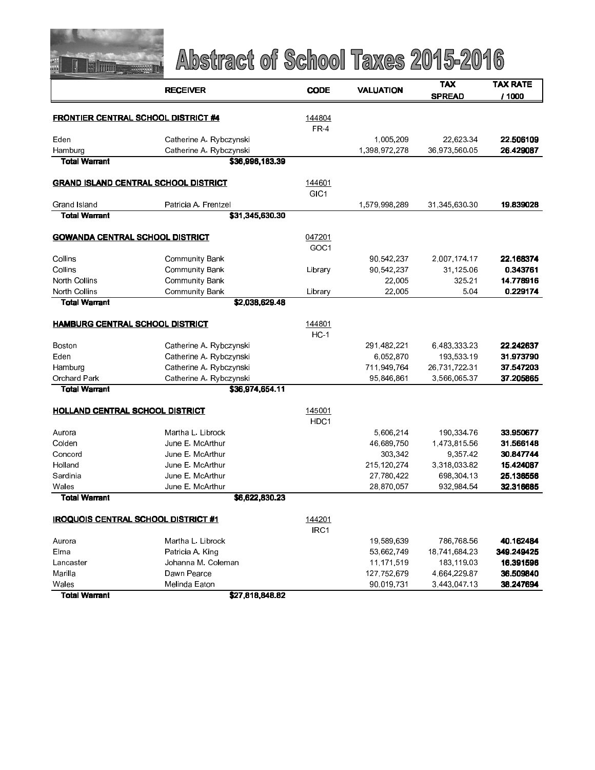# Abstract of School Taxes 2015-2016

| | RECEIVER | CODE | VALUATION | TAX SPREAD | TAX RATE / 1000 |
|---|---|---|---|---|---|
| **FRONTIER CENTRAL SCHOOL DISTRICT #4** | | 144804 FR-4 | | | |
| Eden | Catherine A. Rybczynski | | 1,005,209 | 22,623.34 | **22.506109** |
| Hamburg | Catherine A. Rybczynski | | 1,398,972,278 | 36,973,560.05 | **26.429087** |
| **Total Warrant** | **$36,996,183.39** | | | | |
| **GRAND ISLAND CENTRAL SCHOOL DISTRICT** | | 144601 GIC1 | | | |
| Grand Island | Patricia A. Frentzel | | 1,579,998,289 | 31,345,630.30 | **19.839028** |
| **Total Warrant** | **$31,345,630.30** | | | | |
| **GOWANDA CENTRAL SCHOOL DISTRICT** | | 047201 GOC1 | | | |
| Collins | Community Bank | | 90,542,237 | 2,007,174.17 | **22.168374** |
| Collins | Community Bank | Library | 90,542,237 | 31,125.06 | **0.343761** |
| North Collins | Community Bank | | 22,005 | 325.21 | **14.778916** |
| North Collins | Community Bank | Library | 22,005 | 5.04 | **0.229174** |
| **Total Warrant** | **$2,038,629.48** | | | | |
| **HAMBURG CENTRAL SCHOOL DISTRICT** | | 144801 HC-1 | | | |
| Boston | Catherine A. Rybczynski | | 291,482,221 | 6,483,333.23 | **22.242637** |
| Eden | Catherine A. Rybczynski | | 6,052,870 | 193,533.19 | **31.973790** |
| Hamburg | Catherine A. Rybczynski | | 711,949,764 | 26,731,722.31 | **37.547203** |
| Orchard Park | Catherine A. Rybczynski | | 95,846,861 | 3,566,065.37 | **37.205865** |
| **Total Warrant** | **$36,974,654.11** | | | | |
| **HOLLAND CENTRAL SCHOOL DISTRICT** | | 145001 HDC1 | | | |
| Aurora | Martha L. Librock | | 5,606,214 | 190,334.76 | **33.950677** |
| Colden | June E. McArthur | | 46,689,750 | 1,473,815.56 | **31.566148** |
| Concord | June E. McArthur | | 303,342 | 9,357.42 | **30.847744** |
| Holland | June E. McArthur | | 215,120,274 | 3,318,033.82 | **15.424087** |
| Sardinia | June E. McArthur | | 27,780,422 | 698,304.13 | **25.136556** |
| Wales | June E. McArthur | | 28,870,057 | 932,984.54 | **32.316685** |
| **Total Warrant** | **$6,622,830.23** | | | | |
| **IROQUOIS CENTRAL SCHOOL DISTRICT #1** | | 144201 IRC1 | | | |
| Aurora | Martha L. Librock | | 19,589,639 | 786,768.56 | **40.162484** |
| Elma | Patricia A. King | | 53,662,749 | 18,741,684.23 | **349.249425** |
| Lancaster | Johanna M. Coleman | | 11,171,519 | 183,119.03 | **16.391596** |
| Marilla | Dawn Pearce | | 127,752,679 | 4,664,229.87 | **36.509840** |
| Wales | Melinda Eaton | | 90,019,731 | 3,443,047.13 | **38.247694** |
| **Total Warrant** | **$27,818,848.82** | | | | |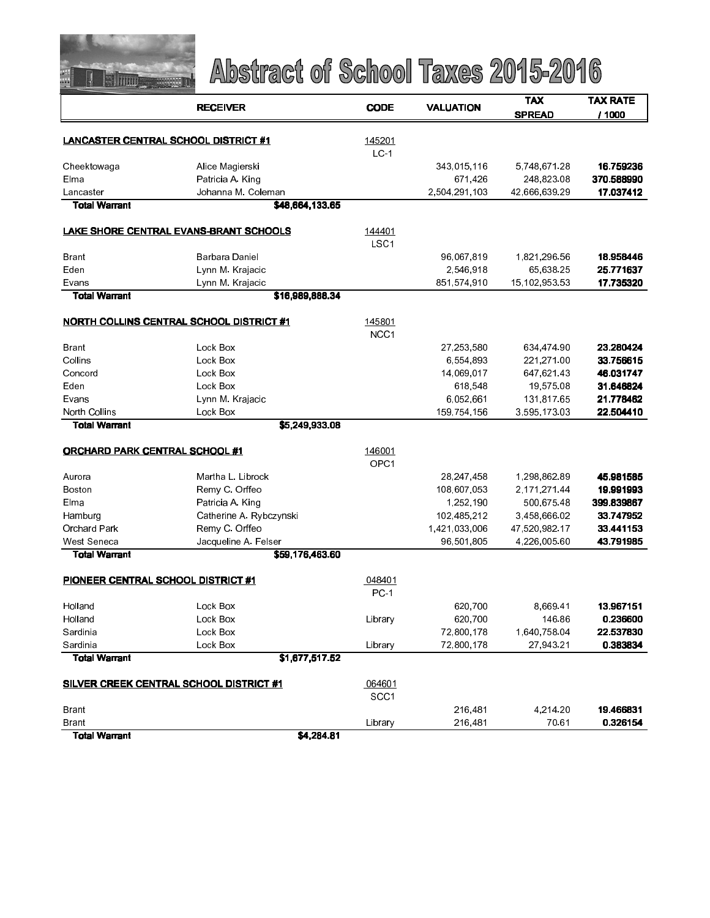# Abstract of School Taxes 2015-2016

| | RECEIVER | CODE | VALUATION | TAX SPREAD | TAX RATE / 1000 |
|---|---|---|---|---|---|
| **LANCASTER CENTRAL SCHOOL DISTRICT #1** | | 145201 LC-1 | | | |
| Cheektowaga | Alice Magierski | | 343,015,116 | 5,748,671.28 | **16.759236** |
| Elma | Patricia A. King | | 671,426 | 248,823.08 | **370.588990** |
| Lancaster | Johanna M. Coleman | | 2,504,291,103 | 42,666,639.29 | **17.037412** |
| **Total Warrant** | **$48,664,133.65** | | | | |
| **LAKE SHORE CENTRAL EVANS-BRANT SCHOOLS** | | 144401 LSC1 | | | |
| Brant | Barbara Daniel | | 96,067,819 | 1,821,296.56 | **18.958446** |
| Eden | Lynn M. Krajacic | | 2,546,918 | 65,638.25 | **25.771637** |
| Evans | Lynn M. Krajacic | | 851,574,910 | 15,102,953.53 | **17.735320** |
| **Total Warrant** | **$16,989,888.34** | | | | |
| **NORTH COLLINS CENTRAL SCHOOL DISTRICT #1** | | 145801 NCC1 | | | |
| Brant | Lock Box | | 27,253,580 | 634,474.90 | **23.280424** |
| Collins | Lock Box | | 6,554,893 | 221,271.00 | **33.756615** |
| Concord | Lock Box | | 14,069,017 | 647,621.43 | **46.031747** |
| Eden | Lock Box | | 618,548 | 19,575.08 | **31.646824** |
| Evans | Lynn M. Krajacic | | 6,052,661 | 131,817.65 | **21.778462** |
| North Collins | Lock Box | | 159,754,156 | 3,595,173.03 | **22.504410** |
| **Total Warrant** | **$5,249,933.08** | | | | |
| **ORCHARD PARK CENTRAL SCHOOL #1** | | 146001 OPC1 | | | |
| Aurora | Martha L. Librock | | 28,247,458 | 1,298,862.89 | **45.981585** |
| Boston | Remy C. Orffeo | | 108,607,053 | 2,171,271.44 | **19.991993** |
| Elma | Patricia A. King | | 1,252,190 | 500,675.48 | **399.839867** |
| Hamburg | Catherine A. Rybczynski | | 102,485,212 | 3,458,666.02 | **33.747952** |
| Orchard Park | Remy C. Orffeo | | 1,421,033,006 | 47,520,982.17 | **33.441153** |
| West Seneca | Jacqueline A. Felser | | 96,501,805 | 4,226,005.60 | **43.791985** |
| **Total Warrant** | **$59,176,463.60** | | | | |
| **PIONEER CENTRAL SCHOOL DISTRICT #1** | | 048401 PC-1 | | | |
| Holland | Lock Box | | 620,700 | 8,669.41 | **13.967151** |
| Holland | Lock Box | Library | 620,700 | 146.86 | **0.236600** |
| Sardinia | Lock Box | | 72,800,178 | 1,640,758.04 | **22.537830** |
| Sardinia | Lock Box | Library | 72,800,178 | 27,943.21 | **0.383834** |
| **Total Warrant** | **$1,677,517.52** | | | | |
| **SILVER CREEK CENTRAL SCHOOL DISTRICT #1** | | 064601 SCC1 | | | |
| Brant | | | 216,481 | 4,214.20 | **19.466831** |
| Brant | | Library | 216,481 | 70.61 | **0.326154** |
| **Total Warrant** | **$4,284.81** | | | | |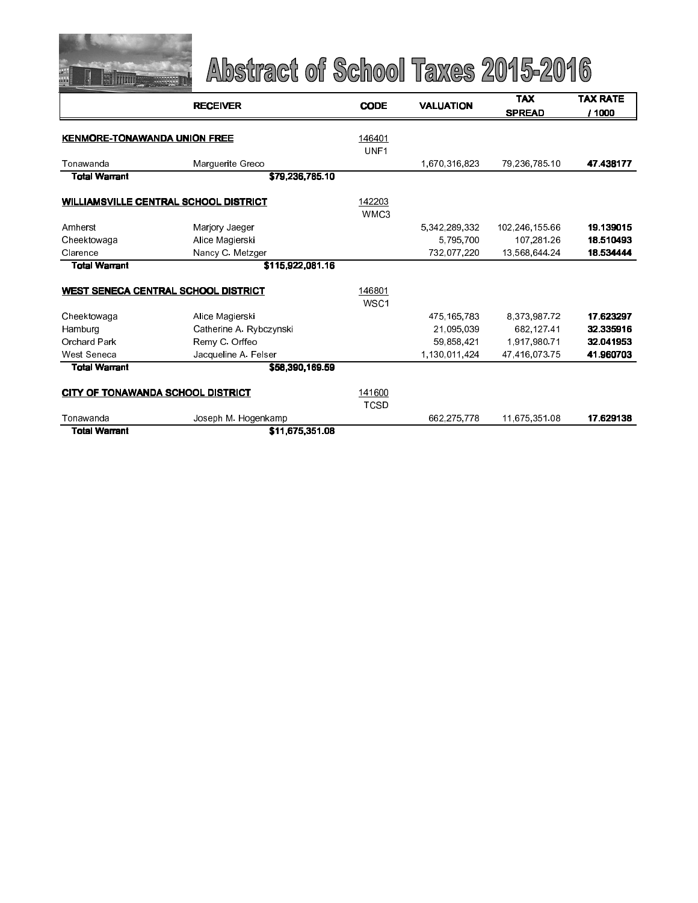# Abstract of School Taxes 2015-2016

| | RECEIVER | CODE | VALUATION | TAX SPREAD | TAX RATE / 1000 |
|---|---|---|---|---|---|
| **KENMORE-TONAWANDA UNION FREE** | | 146401 UNF1 | | | |
| Tonawanda | Marguerite Greco | | 1,670,316,823 | 79,236,785.10 | **47.438177** |
| **Total Warrant** | **$79,236,785.10** | | | | |
| **WILLIAMSVILLE CENTRAL SCHOOL DISTRICT** | | 142203 WMC3 | | | |
| Amherst | Marjory Jaeger | | 5,342,289,332 | 102,246,155.66 | **19.139015** |
| Cheektowaga | Alice Magierski | | 5,795,700 | 107,281.26 | **18.510493** |
| Clarence | Nancy C. Metzger | | 732,077,220 | 13,568,644.24 | **18.534444** |
| **Total Warrant** | **$115,922,081.16** | | | | |
| **WEST SENECA CENTRAL SCHOOL DISTRICT** | | 146801 WSC1 | | | |
| Cheektowaga | Alice Magierski | | 475,165,783 | 8,373,987.72 | **17.623297** |
| Hamburg | Catherine A. Rybczynski | | 21,095,039 | 682,127.41 | **32.335916** |
| Orchard Park | Remy C. Orffeo | | 59,858,421 | 1,917,980.71 | **32.041953** |
| West Seneca | Jacqueline A. Felser | | 1,130,011,424 | 47,416,073.75 | **41.960703** |
| **Total Warrant** | **$58,390,169.59** | | | | |
| **CITY OF TONAWANDA SCHOOL DISTRICT** | | 141600 TCSD | | | |
| Tonawanda | Joseph M. Hogenkamp | | 662,275,778 | 11,675,351.08 | **17.629138** |
| **Total Warrant** | **$11,675,351.08** | | | | |